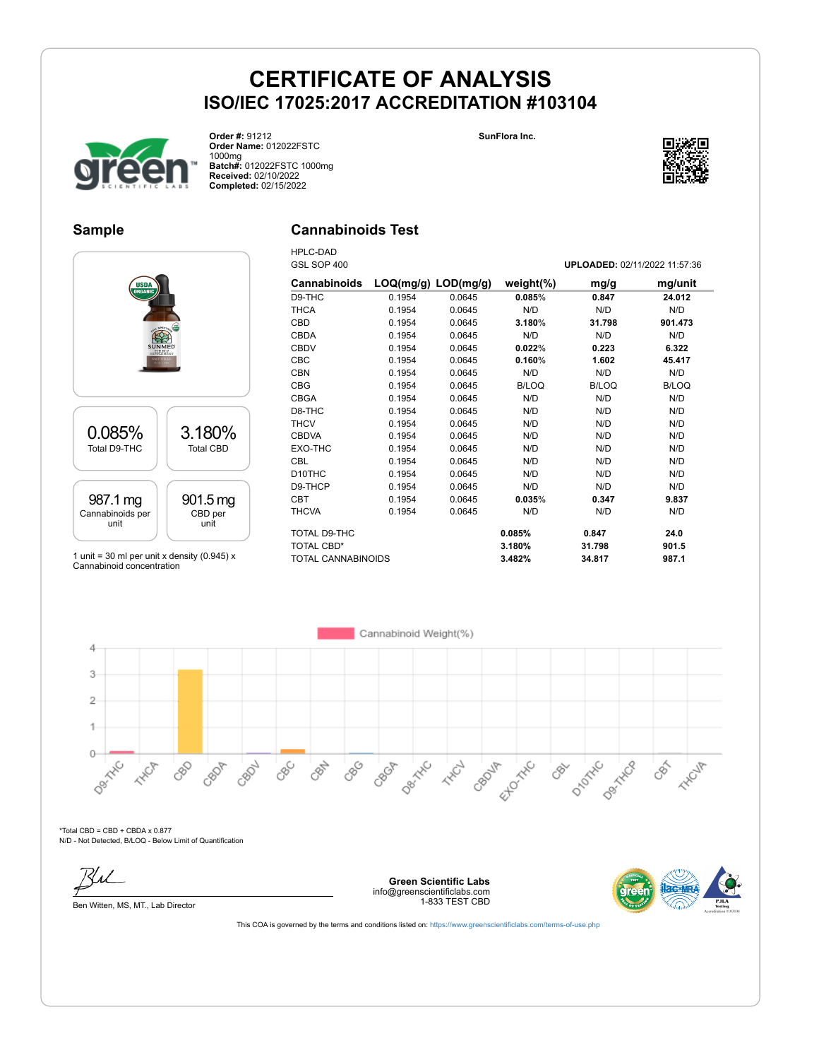# CERTIFICATE OF ANALYSIS

## ISO/IEC 17025:2017 ACCREDITATION #103104

**Order #:** 91212
**Order Name:** 012022FSTC 1000mg
**Batch#:** 012022FSTC 1000mg
**Received:** 02/10/2022
**Completed:** 02/15/2022

**SunFlora Inc.**

### Sample

| 0.085% | 3.180% |
|---|---|
| Total D9-THC | Total CBD |

| 987.1 mg | 901.5 mg |
|---|---|
| Cannabinoids per unit | CBD per unit |

1 unit = 30 ml per unit x density (0.945) x Cannabinoid concentration

### Cannabinoids Test

HPLC-DAD
GSL SOP 400

**UPLOADED:** 02/11/2022 11:57:36

| Cannabinoids | LOQ(mg/g) | LOD(mg/g) | weight(%) | mg/g | mg/unit |
|---|---|---|---|---|---|
| D9-THC | 0.1954 | 0.0645 | **0.085%** | **0.847** | **24.012** |
| THCA | 0.1954 | 0.0645 | N/D | N/D | N/D |
| CBD | 0.1954 | 0.0645 | **3.180%** | **31.798** | **901.473** |
| CBDA | 0.1954 | 0.0645 | N/D | N/D | N/D |
| CBDV | 0.1954 | 0.0645 | **0.022%** | **0.223** | **6.322** |
| CBC | 0.1954 | 0.0645 | **0.160%** | **1.602** | **45.417** |
| CBN | 0.1954 | 0.0645 | N/D | N/D | N/D |
| CBG | 0.1954 | 0.0645 | B/LOQ | B/LOQ | B/LOQ |
| CBGA | 0.1954 | 0.0645 | N/D | N/D | N/D |
| D8-THC | 0.1954 | 0.0645 | N/D | N/D | N/D |
| THCV | 0.1954 | 0.0645 | N/D | N/D | N/D |
| CBDVA | 0.1954 | 0.0645 | N/D | N/D | N/D |
| EXO-THC | 0.1954 | 0.0645 | N/D | N/D | N/D |
| CBL | 0.1954 | 0.0645 | N/D | N/D | N/D |
| D10THC | 0.1954 | 0.0645 | N/D | N/D | N/D |
| D9-THCP | 0.1954 | 0.0645 | N/D | N/D | N/D |
| CBT | 0.1954 | 0.0645 | **0.035%** | **0.347** | **9.837** |
| THCVA | 0.1954 | 0.0645 | N/D | N/D | N/D |
| TOTAL D9-THC | | | **0.085%** | **0.847** | **24.0** |
| TOTAL CBD* | | | **3.180%** | **31.798** | **901.5** |
| TOTAL CANNABINOIDS | | | **3.482%** | **34.817** | **987.1** |

*Total CBD = CBD + CBDA x 0.877
N/D - Not Detected, B/LOQ - Below Limit of Quantification

Ben Witten, MS, MT., Lab Director

**Green Scientific Labs**
info@greenscientificlabs.com
1-833 TEST CBD

This COA is governed by the terms and conditions listed on: https://www.greenscientificlabs.com/terms-of-use.php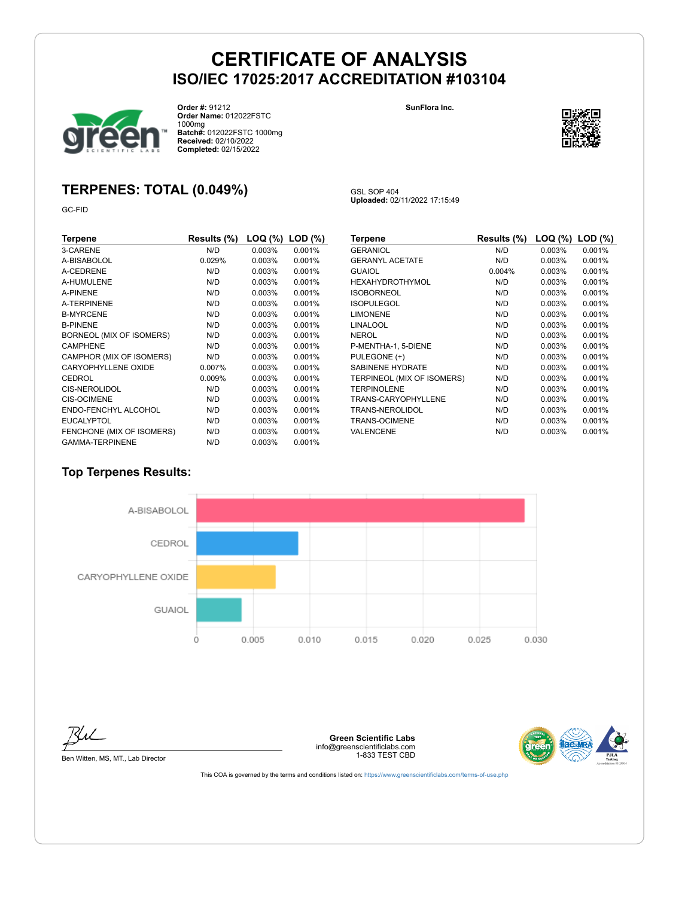# CERTIFICATE OF ANALYSIS
## ISO/IEC 17025:2017 ACCREDITATION #103104

**Order #:** 91212
**Order Name:** 012022FSTC 1000mg
**Batch#:** 012022FSTC 1000mg
**Received:** 02/10/2022
**Completed:** 02/15/2022

**SunFlora Inc.**

## TERPENES: TOTAL (0.049%)

GC-FID

GSL SOP 404
**Uploaded:** 02/11/2022 17:15:49

| Terpene | Results (%) | LOQ (%) | LOD (%) |
|---|---|---|---|
| 3-CARENE | N/D | 0.003% | 0.001% |
| A-BISABOLOL | 0.029% | 0.003% | 0.001% |
| A-CEDRENE | N/D | 0.003% | 0.001% |
| A-HUMULENE | N/D | 0.003% | 0.001% |
| A-PINENE | N/D | 0.003% | 0.001% |
| A-TERPINENE | N/D | 0.003% | 0.001% |
| B-MYRCENE | N/D | 0.003% | 0.001% |
| B-PINENE | N/D | 0.003% | 0.001% |
| BORNEOL (MIX OF ISOMERS) | N/D | 0.003% | 0.001% |
| CAMPHENE | N/D | 0.003% | 0.001% |
| CAMPHOR (MIX OF ISOMERS) | N/D | 0.003% | 0.001% |
| CARYOPHYLLENE OXIDE | 0.007% | 0.003% | 0.001% |
| CEDROL | 0.009% | 0.003% | 0.001% |
| CIS-NEROLIDOL | N/D | 0.003% | 0.001% |
| CIS-OCIMENE | N/D | 0.003% | 0.001% |
| ENDO-FENCHYL ALCOHOL | N/D | 0.003% | 0.001% |
| EUCALYPTOL | N/D | 0.003% | 0.001% |
| FENCHONE (MIX OF ISOMERS) | N/D | 0.003% | 0.001% |
| GAMMA-TERPINENE | N/D | 0.003% | 0.001% |
| GERANIOL | N/D | 0.003% | 0.001% |
| GERANYL ACETATE | N/D | 0.003% | 0.001% |
| GUAIOL | 0.004% | 0.003% | 0.001% |
| HEXAHYDROTHYMOL | N/D | 0.003% | 0.001% |
| ISOBORNEOL | N/D | 0.003% | 0.001% |
| ISOPULEGOL | N/D | 0.003% | 0.001% |
| LIMONENE | N/D | 0.003% | 0.001% |
| LINALOOL | N/D | 0.003% | 0.001% |
| NEROL | N/D | 0.003% | 0.001% |
| P-MENTHA-1, 5-DIENE | N/D | 0.003% | 0.001% |
| PULEGONE (+) | N/D | 0.003% | 0.001% |
| SABINENE HYDRATE | N/D | 0.003% | 0.001% |
| TERPINEOL (MIX OF ISOMERS) | N/D | 0.003% | 0.001% |
| TERPINOLENE | N/D | 0.003% | 0.001% |
| TRANS-CARYOPHYLLENE | N/D | 0.003% | 0.001% |
| TRANS-NEROLIDOL | N/D | 0.003% | 0.001% |
| TRANS-OCIMENE | N/D | 0.003% | 0.001% |
| VALENCENE | N/D | 0.003% | 0.001% |

## Top Terpenes Results:

| Terpene | Result (%) |
|---|---|
| A-BISABOLOL | 0.029 |
| CEDROL | 0.009 |
| CARYOPHYLLENE OXIDE | 0.007 |
| GUAIOL | 0.004 |

Ben Witten, MS, MT., Lab Director

**Green Scientific Labs**
info@greenscientificlabs.com
1-833 TEST CBD

This COA is governed by the terms and conditions listed on: https://www.greenscientificlabs.com/terms-of-use.php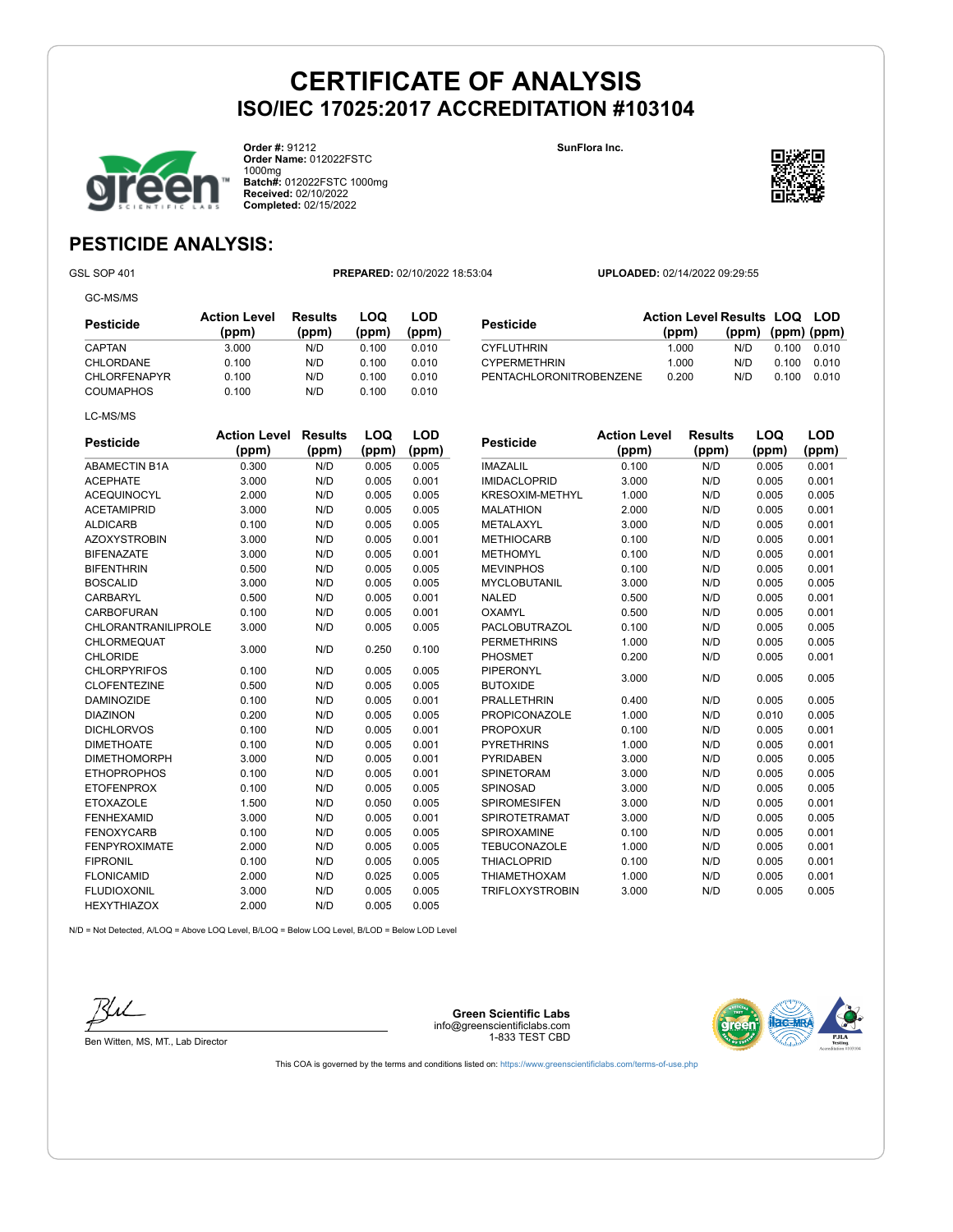# CERTIFICATE OF ANALYSIS

## ISO/IEC 17025:2017 ACCREDITATION #103104

**Order #:** 91212
**Order Name:** 012022FSTC 1000mg
**Batch#:** 012022FSTC 1000mg
**Received:** 02/10/2022
**Completed:** 02/15/2022

**SunFlora Inc.**

## PESTICIDE ANALYSIS:

GSL SOP 401 **PREPARED:** 02/10/2022 18:53:04 **UPLOADED:** 02/14/2022 09:29:55

GC-MS/MS

| Pesticide | Action Level (ppm) | Results (ppm) | LOQ (ppm) | LOD (ppm) |
|---|---|---|---|---|
| CAPTAN | 3.000 | N/D | 0.100 | 0.010 |
| CHLORDANE | 0.100 | N/D | 0.100 | 0.010 |
| CHLORFENAPYR | 0.100 | N/D | 0.100 | 0.010 |
| COUMAPHOS | 0.100 | N/D | 0.100 | 0.010 |
| CYFLUTHRIN | 1.000 | N/D | 0.100 | 0.010 |
| CYPERMETHRIN | 1.000 | N/D | 0.100 | 0.010 |
| PENTACHLORONITROBENZENE | 0.200 | N/D | 0.100 | 0.010 |

LC-MS/MS

| Pesticide | Action Level (ppm) | Results (ppm) | LOQ (ppm) | LOD (ppm) |
|---|---|---|---|---|
| ABAMECTIN B1A | 0.300 | N/D | 0.005 | 0.005 |
| ACEPHATE | 3.000 | N/D | 0.005 | 0.001 |
| ACEQUINOCYL | 2.000 | N/D | 0.005 | 0.005 |
| ACETAMIPRID | 3.000 | N/D | 0.005 | 0.005 |
| ALDICARB | 0.100 | N/D | 0.005 | 0.005 |
| AZOXYSTROBIN | 3.000 | N/D | 0.005 | 0.001 |
| BIFENAZATE | 3.000 | N/D | 0.005 | 0.001 |
| BIFENTHRIN | 0.500 | N/D | 0.005 | 0.005 |
| BOSCALID | 3.000 | N/D | 0.005 | 0.005 |
| CARBARYL | 0.500 | N/D | 0.005 | 0.001 |
| CARBOFURAN | 0.100 | N/D | 0.005 | 0.001 |
| CHLORANTRANILIPROLE | 3.000 | N/D | 0.005 | 0.005 |
| CHLORMEQUAT CHLORIDE | 3.000 | N/D | 0.250 | 0.100 |
| CHLORPYRIFOS | 0.100 | N/D | 0.005 | 0.005 |
| CLOFENTEZINE | 0.500 | N/D | 0.005 | 0.005 |
| DAMINOZIDE | 0.100 | N/D | 0.005 | 0.001 |
| DIAZINON | 0.200 | N/D | 0.005 | 0.005 |
| DICHLORVOS | 0.100 | N/D | 0.005 | 0.001 |
| DIMETHOATE | 0.100 | N/D | 0.005 | 0.001 |
| DIMETHOMORPH | 3.000 | N/D | 0.005 | 0.001 |
| ETHOPROPHOS | 0.100 | N/D | 0.005 | 0.001 |
| ETOFENPROX | 0.100 | N/D | 0.005 | 0.005 |
| ETOXAZOLE | 1.500 | N/D | 0.050 | 0.005 |
| FENHEXAMID | 3.000 | N/D | 0.005 | 0.001 |
| FENOXYCARB | 0.100 | N/D | 0.005 | 0.005 |
| FENPYROXIMATE | 2.000 | N/D | 0.005 | 0.005 |
| FIPRONIL | 0.100 | N/D | 0.005 | 0.005 |
| FLONICAMID | 2.000 | N/D | 0.025 | 0.005 |
| FLUDIOXONIL | 3.000 | N/D | 0.005 | 0.005 |
| HEXYTHIAZOX | 2.000 | N/D | 0.005 | 0.005 |
| IMAZALIL | 0.100 | N/D | 0.005 | 0.001 |
| IMIDACLOPRID | 3.000 | N/D | 0.005 | 0.001 |
| KRESOXIM-METHYL | 1.000 | N/D | 0.005 | 0.005 |
| MALATHION | 2.000 | N/D | 0.005 | 0.001 |
| METALAXYL | 3.000 | N/D | 0.005 | 0.001 |
| METHIOCARB | 0.100 | N/D | 0.005 | 0.001 |
| METHOMYL | 0.100 | N/D | 0.005 | 0.001 |
| MEVINPHOS | 0.100 | N/D | 0.005 | 0.001 |
| MYCLOBUTANIL | 3.000 | N/D | 0.005 | 0.005 |
| NALED | 0.500 | N/D | 0.005 | 0.001 |
| OXAMYL | 0.500 | N/D | 0.005 | 0.001 |
| PACLOBUTRAZOL | 0.100 | N/D | 0.005 | 0.005 |
| PERMETHRINS | 1.000 | N/D | 0.005 | 0.005 |
| PHOSMET | 0.200 | N/D | 0.005 | 0.001 |
| PIPERONYL BUTOXIDE | 3.000 | N/D | 0.005 | 0.005 |
| PRALLETHRIN | 0.400 | N/D | 0.005 | 0.005 |
| PROPICONAZOLE | 1.000 | N/D | 0.010 | 0.005 |
| PROPOXUR | 0.100 | N/D | 0.005 | 0.001 |
| PYRETHRINS | 1.000 | N/D | 0.005 | 0.001 |
| PYRIDABEN | 3.000 | N/D | 0.005 | 0.005 |
| SPINETORAM | 3.000 | N/D | 0.005 | 0.005 |
| SPINOSAD | 3.000 | N/D | 0.005 | 0.005 |
| SPIROMESIFEN | 3.000 | N/D | 0.005 | 0.001 |
| SPIROTETRAMAT | 3.000 | N/D | 0.005 | 0.005 |
| SPIROXAMINE | 0.100 | N/D | 0.005 | 0.001 |
| TEBUCONAZOLE | 1.000 | N/D | 0.005 | 0.001 |
| THIACLOPRID | 0.100 | N/D | 0.005 | 0.001 |
| THIAMETHOXAM | 1.000 | N/D | 0.005 | 0.001 |
| TRIFLOXYSTROBIN | 3.000 | N/D | 0.005 | 0.005 |

N/D = Not Detected, A/LOQ = Above LOQ Level, B/LOQ = Below LOQ Level, B/LOD = Below LOD Level

Ben Witten, MS, MT., Lab Director

**Green Scientific Labs**
info@greenscientificlabs.com
1-833 TEST CBD

This COA is governed by the terms and conditions listed on: https://www.greenscientificlabs.com/terms-of-use.php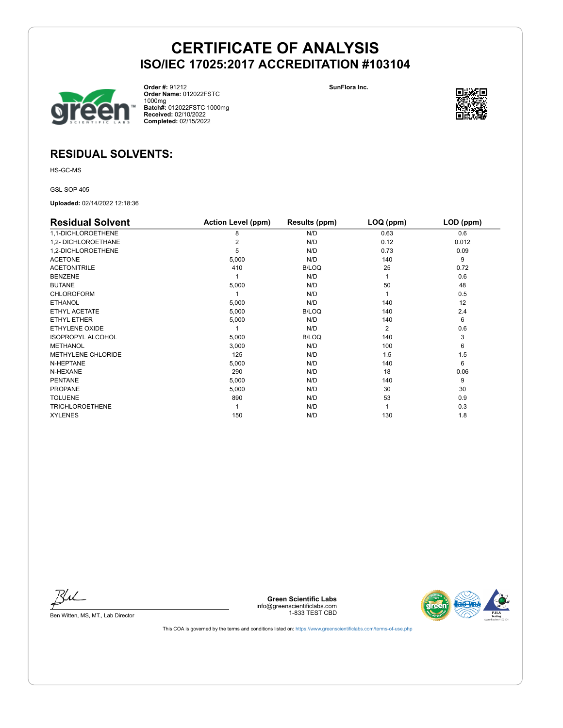# CERTIFICATE OF ANALYSIS

## ISO/IEC 17025:2017 ACCREDITATION #103104

**Order #:** 91212
**Order Name:** 012022FSTC 1000mg
**Batch#:** 012022FSTC 1000mg
**Received:** 02/10/2022
**Completed:** 02/15/2022

**SunFlora Inc.**

## RESIDUAL SOLVENTS:

HS-GC-MS

GSL SOP 405

**Uploaded:** 02/14/2022 12:18:36

| Residual Solvent | Action Level (ppm) | Results (ppm) | LOQ (ppm) | LOD (ppm) |
|---|---|---|---|---|
| 1,1-DICHLOROETHENE | 8 | N/D | 0.63 | 0.6 |
| 1,2- DICHLOROETHANE | 2 | N/D | 0.12 | 0.012 |
| 1,2-DICHLOROETHENE | 5 | N/D | 0.73 | 0.09 |
| ACETONE | 5,000 | N/D | 140 | 9 |
| ACETONITRILE | 410 | B/LOQ | 25 | 0.72 |
| BENZENE | 1 | N/D | 1 | 0.6 |
| BUTANE | 5,000 | N/D | 50 | 48 |
| CHLOROFORM | 1 | N/D | 1 | 0.5 |
| ETHANOL | 5,000 | N/D | 140 | 12 |
| ETHYL ACETATE | 5,000 | B/LOQ | 140 | 2.4 |
| ETHYL ETHER | 5,000 | N/D | 140 | 6 |
| ETHYLENE OXIDE | 1 | N/D | 2 | 0.6 |
| ISOPROPYL ALCOHOL | 5,000 | B/LOQ | 140 | 3 |
| METHANOL | 3,000 | N/D | 100 | 6 |
| METHYLENE CHLORIDE | 125 | N/D | 1.5 | 1.5 |
| N-HEPTANE | 5,000 | N/D | 140 | 6 |
| N-HEXANE | 290 | N/D | 18 | 0.06 |
| PENTANE | 5,000 | N/D | 140 | 9 |
| PROPANE | 5,000 | N/D | 30 | 30 |
| TOLUENE | 890 | N/D | 53 | 0.9 |
| TRICHLOROETHENE | 1 | N/D | 1 | 0.3 |
| XYLENES | 150 | N/D | 130 | 1.8 |

Ben Witten, MS, MT., Lab Director

**Green Scientific Labs**
info@greenscientificlabs.com
1-833 TEST CBD

This COA is governed by the terms and conditions listed on: https://www.greenscientificlabs.com/terms-of-use.php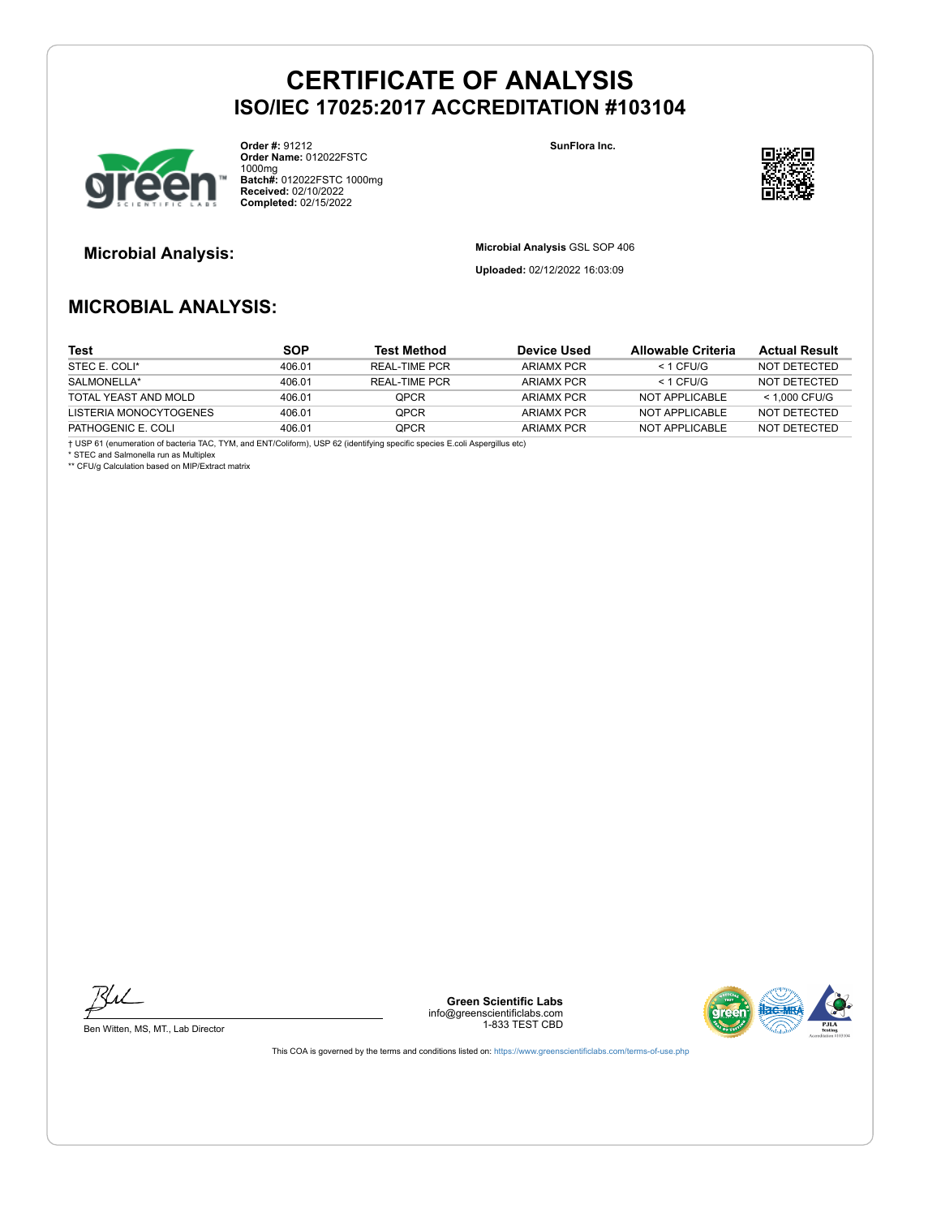# CERTIFICATE OF ANALYSIS
## ISO/IEC 17025:2017 ACCREDITATION #103104

**Order #:** 91212
**Order Name:** 012022FSTC 1000mg
**Batch#:** 012022FSTC 1000mg
**Received:** 02/10/2022
**Completed:** 02/15/2022

**SunFlora Inc.**

### Microbial Analysis:

**Microbial Analysis** GSL SOP 406

**Uploaded:** 02/12/2022 16:03:09

## MICROBIAL ANALYSIS:

| Test | SOP | Test Method | Device Used | Allowable Criteria | Actual Result |
|---|---|---|---|---|---|
| STEC E. COLI* | 406.01 | REAL-TIME PCR | ARIAMX PCR | < 1 CFU/G | NOT DETECTED |
| SALMONELLA* | 406.01 | REAL-TIME PCR | ARIAMX PCR | < 1 CFU/G | NOT DETECTED |
| TOTAL YEAST AND MOLD | 406.01 | QPCR | ARIAMX PCR | NOT APPLICABLE | < 1,000 CFU/G |
| LISTERIA MONOCYTOGENES | 406.01 | QPCR | ARIAMX PCR | NOT APPLICABLE | NOT DETECTED |
| PATHOGENIC E. COLI | 406.01 | QPCR | ARIAMX PCR | NOT APPLICABLE | NOT DETECTED |

† USP 61 (enumeration of bacteria TAC, TYM, and ENT/Coliform), USP 62 (identifying specific species E.coli Aspergillus etc)
* STEC and Salmonella run as Multiplex
** CFU/g Calculation based on MIP/Extract matrix

Ben Witten, MS, MT., Lab Director

**Green Scientific Labs**
info@greenscientificlabs.com
1-833 TEST CBD

This COA is governed by the terms and conditions listed on: https://www.greenscientificlabs.com/terms-of-use.php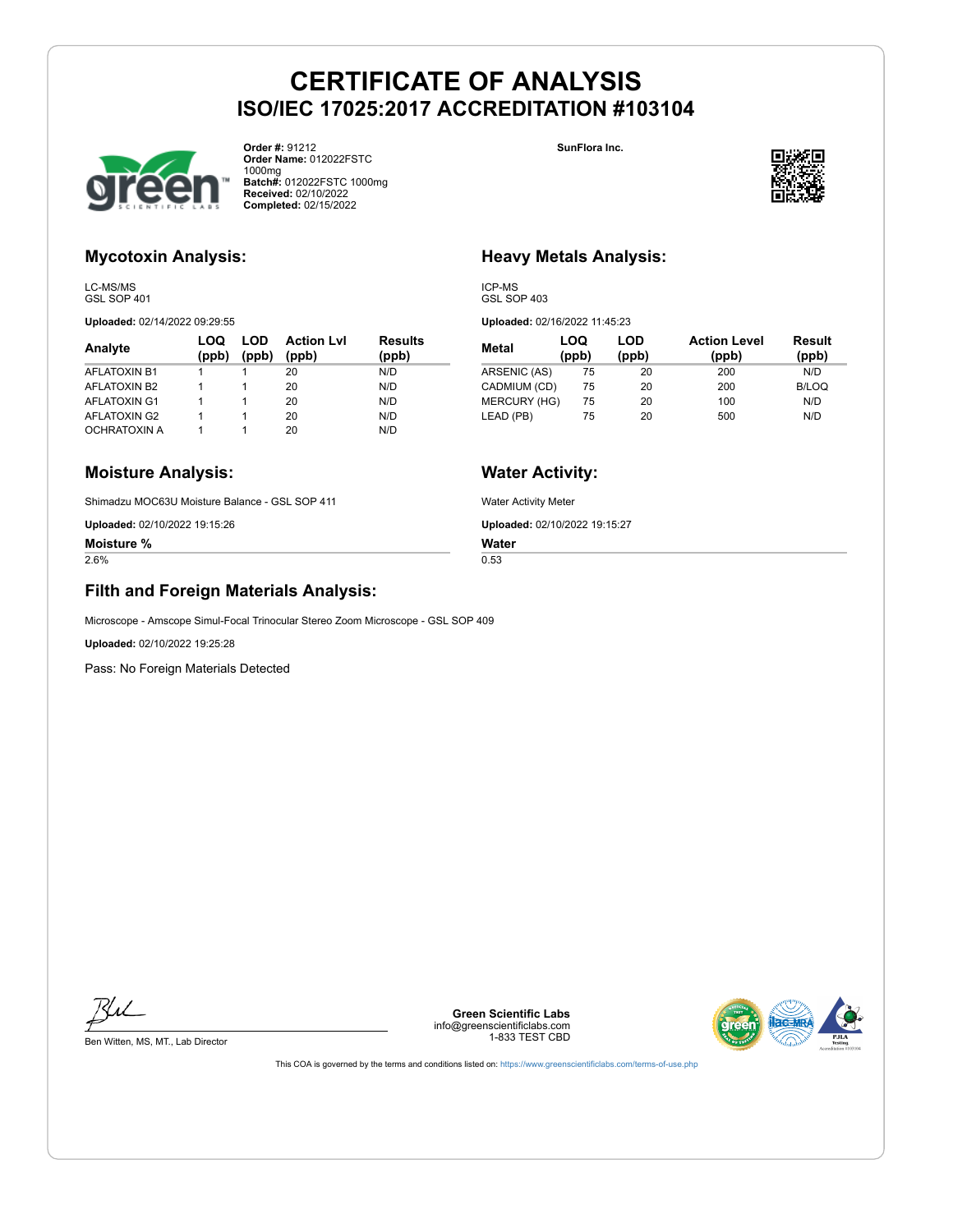# CERTIFICATE OF ANALYSIS
## ISO/IEC 17025:2017 ACCREDITATION #103104

**Order #:** 91212
**Order Name:** 012022FSTC 1000mg
**Batch#:** 012022FSTC 1000mg
**Received:** 02/10/2022
**Completed:** 02/15/2022

**SunFlora Inc.**

## Mycotoxin Analysis:

LC-MS/MS
GSL SOP 401

**Uploaded:** 02/14/2022 09:29:55

| Analyte | LOQ (ppb) | LOD (ppb) | Action Lvl (ppb) | Results (ppb) |
|---|---|---|---|---|
| AFLATOXIN B1 | 1 | 1 | 20 | N/D |
| AFLATOXIN B2 | 1 | 1 | 20 | N/D |
| AFLATOXIN G1 | 1 | 1 | 20 | N/D |
| AFLATOXIN G2 | 1 | 1 | 20 | N/D |
| OCHRATOXIN A | 1 | 1 | 20 | N/D |

## Heavy Metals Analysis:

ICP-MS
GSL SOP 403

**Uploaded:** 02/16/2022 11:45:23

| Metal | LOQ (ppb) | LOD (ppb) | Action Level (ppb) | Result (ppb) |
|---|---|---|---|---|
| ARSENIC (AS) | 75 | 20 | 200 | N/D |
| CADMIUM (CD) | 75 | 20 | 200 | B/LOQ |
| MERCURY (HG) | 75 | 20 | 100 | N/D |
| LEAD (PB) | 75 | 20 | 500 | N/D |

## Moisture Analysis:

Shimadzu MOC63U Moisture Balance - GSL SOP 411

**Uploaded:** 02/10/2022 19:15:26

| Moisture % |
|---|
| 2.6% |

## Water Activity:

Water Activity Meter

**Uploaded:** 02/10/2022 19:15:27

| Water |
|---|
| 0.53 |

## Filth and Foreign Materials Analysis:

Microscope - Amscope Simul-Focal Trinocular Stereo Zoom Microscope - GSL SOP 409

**Uploaded:** 02/10/2022 19:25:28

Pass: No Foreign Materials Detected

Ben Witten, MS, MT., Lab Director

**Green Scientific Labs**
info@greenscientificlabs.com
1-833 TEST CBD

This COA is governed by the terms and conditions listed on: https://www.greenscientificlabs.com/terms-of-use.php